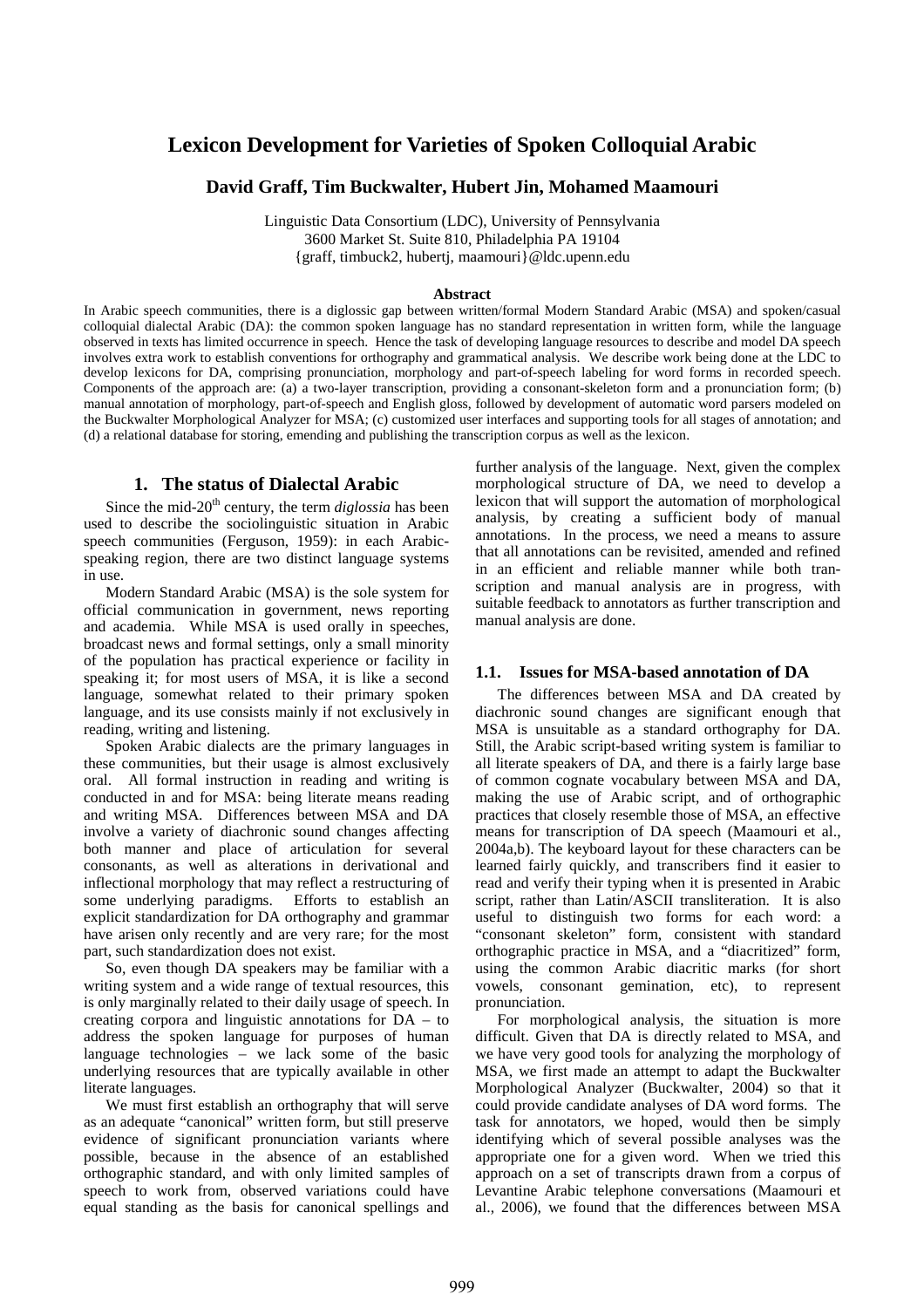# Lexicon Development for Varieties of Spoken Colloquial Arabic

**David Graff, Tim Buckwalter, Hubert Jin, Mohamed Maamouri**

Linguistic Data Consortium (LDC), University of Pennsylvania
3600 Market St. Suite 810, Philadelphia PA 19104
{graff, timbuck2, hubertj, maamouri}@ldc.upenn.edu

**Abstract**

In Arabic speech communities, there is a diglossic gap between written/formal Modern Standard Arabic (MSA) and spoken/casual colloquial dialectal Arabic (DA): the common spoken language has no standard representation in written form, while the language observed in texts has limited occurrence in speech. Hence the task of developing language resources to describe and model DA speech involves extra work to establish conventions for orthography and grammatical analysis. We describe work being done at the LDC to develop lexicons for DA, comprising pronunciation, morphology and part-of-speech labeling for word forms in recorded speech. Components of the approach are: (a) a two-layer transcription, providing a consonant-skeleton form and a pronunciation form; (b) manual annotation of morphology, part-of-speech and English gloss, followed by development of automatic word parsers modeled on the Buckwalter Morphological Analyzer for MSA; (c) customized user interfaces and supporting tools for all stages of annotation; and (d) a relational database for storing, emending and publishing the transcription corpus as well as the lexicon.

## 1. The status of Dialectal Arabic

Since the mid-20th century, the term *diglossia* has been used to describe the sociolinguistic situation in Arabic speech communities (Ferguson, 1959): in each Arabic-speaking region, there are two distinct language systems in use.

Modern Standard Arabic (MSA) is the sole system for official communication in government, news reporting and academia. While MSA is used orally in speeches, broadcast news and formal settings, only a small minority of the population has practical experience or facility in speaking it; for most users of MSA, it is like a second language, somewhat related to their primary spoken language, and its use consists mainly if not exclusively in reading, writing and listening.

Spoken Arabic dialects are the primary languages in these communities, but their usage is almost exclusively oral. All formal instruction in reading and writing is conducted in and for MSA: being literate means reading and writing MSA. Differences between MSA and DA involve a variety of diachronic sound changes affecting both manner and place of articulation for several consonants, as well as alterations in derivational and inflectional morphology that may reflect a restructuring of some underlying paradigms. Efforts to establish an explicit standardization for DA orthography and grammar have arisen only recently and are very rare; for the most part, such standardization does not exist.

So, even though DA speakers may be familiar with a writing system and a wide range of textual resources, this is only marginally related to their daily usage of speech. In creating corpora and linguistic annotations for DA – to address the spoken language for purposes of human language technologies – we lack some of the basic underlying resources that are typically available in other literate languages.

We must first establish an orthography that will serve as an adequate "canonical" written form, but still preserve evidence of significant pronunciation variants where possible, because in the absence of an established orthographic standard, and with only limited samples of speech to work from, observed variations could have equal standing as the basis for canonical spellings and further analysis of the language. Next, given the complex morphological structure of DA, we need to develop a lexicon that will support the automation of morphological analysis, by creating a sufficient body of manual annotations. In the process, we need a means to assure that all annotations can be revisited, amended and refined in an efficient and reliable manner while both transcription and manual analysis are in progress, with suitable feedback to annotators as further transcription and manual analysis are done.

### 1.1. Issues for MSA-based annotation of DA

The differences between MSA and DA created by diachronic sound changes are significant enough that MSA is unsuitable as a standard orthography for DA. Still, the Arabic script-based writing system is familiar to all literate speakers of DA, and there is a fairly large base of common cognate vocabulary between MSA and DA, making the use of Arabic script, and of orthographic practices that closely resemble those of MSA, an effective means for transcription of DA speech (Maamouri et al., 2004a,b). The keyboard layout for these characters can be learned fairly quickly, and transcribers find it easier to read and verify their typing when it is presented in Arabic script, rather than Latin/ASCII transliteration. It is also useful to distinguish two forms for each word: a "consonant skeleton" form, consistent with standard orthographic practice in MSA, and a "diacritized" form, using the common Arabic diacritic marks (for short vowels, consonant gemination, etc), to represent pronunciation.

For morphological analysis, the situation is more difficult. Given that DA is directly related to MSA, and we have very good tools for analyzing the morphology of MSA, we first made an attempt to adapt the Buckwalter Morphological Analyzer (Buckwalter, 2004) so that it could provide candidate analyses of DA word forms. The task for annotators, we hoped, would then be simply identifying which of several possible analyses was the appropriate one for a given word. When we tried this approach on a set of transcripts drawn from a corpus of Levantine Arabic telephone conversations (Maamouri et al., 2006), we found that the differences between MSA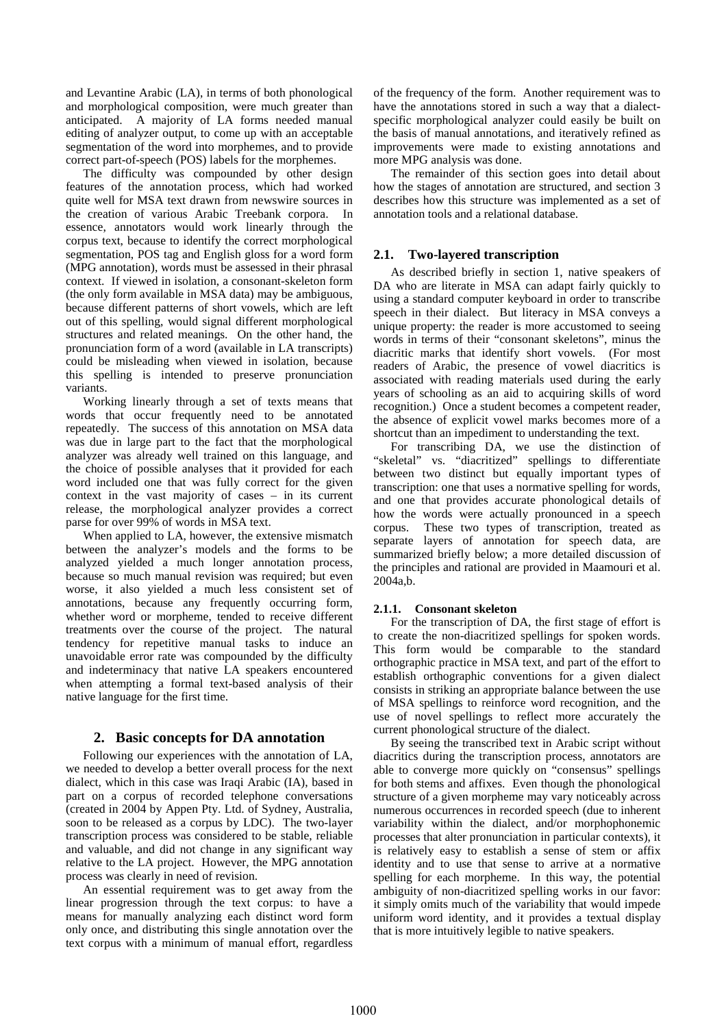and Levantine Arabic (LA), in terms of both phonological and morphological composition, were much greater than anticipated. A majority of LA forms needed manual editing of analyzer output, to come up with an acceptable segmentation of the word into morphemes, and to provide correct part-of-speech (POS) labels for the morphemes.

The difficulty was compounded by other design features of the annotation process, which had worked quite well for MSA text drawn from newswire sources in the creation of various Arabic Treebank corpora. In essence, annotators would work linearly through the corpus text, because to identify the correct morphological segmentation, POS tag and English gloss for a word form (MPG annotation), words must be assessed in their phrasal context. If viewed in isolation, a consonant-skeleton form (the only form available in MSA data) may be ambiguous, because different patterns of short vowels, which are left out of this spelling, would signal different morphological structures and related meanings. On the other hand, the pronunciation form of a word (available in LA transcripts) could be misleading when viewed in isolation, because this spelling is intended to preserve pronunciation variants.

Working linearly through a set of texts means that words that occur frequently need to be annotated repeatedly. The success of this annotation on MSA data was due in large part to the fact that the morphological analyzer was already well trained on this language, and the choice of possible analyses that it provided for each word included one that was fully correct for the given context in the vast majority of cases – in its current release, the morphological analyzer provides a correct parse for over 99% of words in MSA text.

When applied to LA, however, the extensive mismatch between the analyzer's models and the forms to be analyzed yielded a much longer annotation process, because so much manual revision was required; but even worse, it also yielded a much less consistent set of annotations, because any frequently occurring form, whether word or morpheme, tended to receive different treatments over the course of the project. The natural tendency for repetitive manual tasks to induce an unavoidable error rate was compounded by the difficulty and indeterminacy that native LA speakers encountered when attempting a formal text-based analysis of their native language for the first time.

## 2. Basic concepts for DA annotation

Following our experiences with the annotation of LA, we needed to develop a better overall process for the next dialect, which in this case was Iraqi Arabic (IA), based in part on a corpus of recorded telephone conversations (created in 2004 by Appen Pty. Ltd. of Sydney, Australia, soon to be released as a corpus by LDC). The two-layer transcription process was considered to be stable, reliable and valuable, and did not change in any significant way relative to the LA project. However, the MPG annotation process was clearly in need of revision.

An essential requirement was to get away from the linear progression through the text corpus: to have a means for manually analyzing each distinct word form only once, and distributing this single annotation over the text corpus with a minimum of manual effort, regardless of the frequency of the form. Another requirement was to have the annotations stored in such a way that a dialect-specific morphological analyzer could easily be built on the basis of manual annotations, and iteratively refined as improvements were made to existing annotations and more MPG analysis was done.

The remainder of this section goes into detail about how the stages of annotation are structured, and section 3 describes how this structure was implemented as a set of annotation tools and a relational database.

### 2.1. Two-layered transcription

As described briefly in section 1, native speakers of DA who are literate in MSA can adapt fairly quickly to using a standard computer keyboard in order to transcribe speech in their dialect. But literacy in MSA conveys a unique property: the reader is more accustomed to seeing words in terms of their "consonant skeletons", minus the diacritic marks that identify short vowels. (For most readers of Arabic, the presence of vowel diacritics is associated with reading materials used during the early years of schooling as an aid to acquiring skills of word recognition.) Once a student becomes a competent reader, the absence of explicit vowel marks becomes more of a shortcut than an impediment to understanding the text.

For transcribing DA, we use the distinction of "skeletal" vs. "diacritized" spellings to differentiate between two distinct but equally important types of transcription: one that uses a normative spelling for words, and one that provides accurate phonological details of how the words were actually pronounced in a speech corpus. These two types of transcription, treated as separate layers of annotation for speech data, are summarized briefly below; a more detailed discussion of the principles and rational are provided in Maamouri et al. 2004a,b.

#### 2.1.1. Consonant skeleton

For the transcription of DA, the first stage of effort is to create the non-diacritized spellings for spoken words. This form would be comparable to the standard orthographic practice in MSA text, and part of the effort to establish orthographic conventions for a given dialect consists in striking an appropriate balance between the use of MSA spellings to reinforce word recognition, and the use of novel spellings to reflect more accurately the current phonological structure of the dialect.

By seeing the transcribed text in Arabic script without diacritics during the transcription process, annotators are able to converge more quickly on "consensus" spellings for both stems and affixes. Even though the phonological structure of a given morpheme may vary noticeably across numerous occurrences in recorded speech (due to inherent variability within the dialect, and/or morphophonemic processes that alter pronunciation in particular contexts), it is relatively easy to establish a sense of stem or affix identity and to use that sense to arrive at a normative spelling for each morpheme. In this way, the potential ambiguity of non-diacritized spelling works in our favor: it simply omits much of the variability that would impede uniform word identity, and it provides a textual display that is more intuitively legible to native speakers.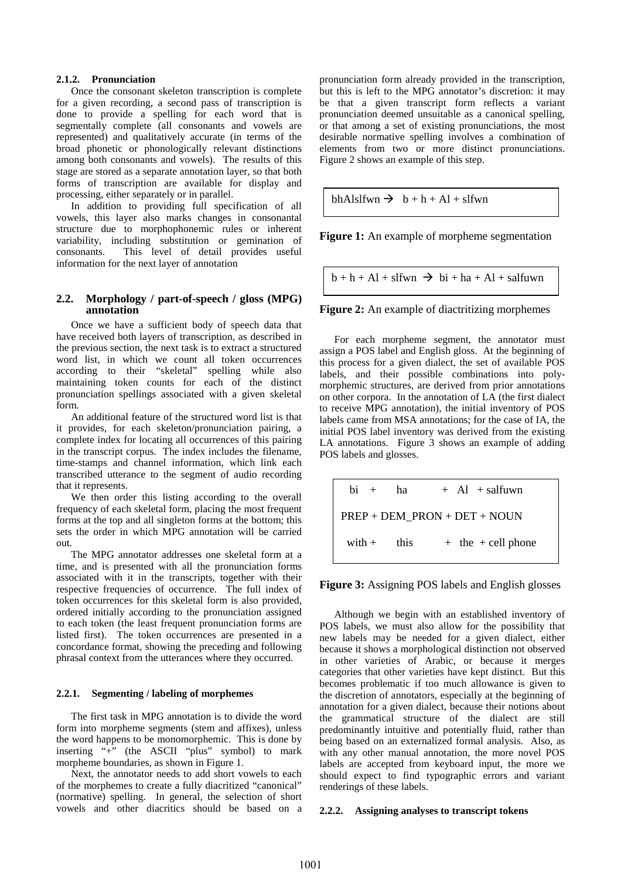#### 2.1.2. Pronunciation

Once the consonant skeleton transcription is complete for a given recording, a second pass of transcription is done to provide a spelling for each word that is segmentally complete (all consonants and vowels are represented) and qualitatively accurate (in terms of the broad phonetic or phonologically relevant distinctions among both consonants and vowels). The results of this stage are stored as a separate annotation layer, so that both forms of transcription are available for display and processing, either separately or in parallel.

In addition to providing full specification of all vowels, this layer also marks changes in consonantal structure due to morphophonemic rules or inherent variability, including substitution or gemination of consonants. This level of detail provides useful information for the next layer of annotation

### 2.2. Morphology / part-of-speech / gloss (MPG) annotation

Once we have a sufficient body of speech data that have received both layers of transcription, as described in the previous section, the next task is to extract a structured word list, in which we count all token occurrences according to their "skeletal" spelling while also maintaining token counts for each of the distinct pronunciation spellings associated with a given skeletal form.

An additional feature of the structured word list is that it provides, for each skeleton/pronunciation pairing, a complete index for locating all occurrences of this pairing in the transcript corpus. The index includes the filename, time-stamps and channel information, which link each transcribed utterance to the segment of audio recording that it represents.

We then order this listing according to the overall frequency of each skeletal form, placing the most frequent forms at the top and all singleton forms at the bottom; this sets the order in which MPG annotation will be carried out.

The MPG annotator addresses one skeletal form at a time, and is presented with all the pronunciation forms associated with it in the transcripts, together with their respective frequencies of occurrence. The full index of token occurrences for this skeletal form is also provided, ordered initially according to the pronunciation assigned to each token (the least frequent pronunciation forms are listed first). The token occurrences are presented in a concordance format, showing the preceding and following phrasal context from the utterances where they occurred.

#### 2.2.1. Segmenting / labeling of morphemes

The first task in MPG annotation is to divide the word form into morpheme segments (stem and affixes), unless the word happens to be monomorphemic. This is done by inserting "+" (the ASCII "plus" symbol) to mark morpheme boundaries, as shown in Figure 1.

Next, the annotator needs to add short vowels to each of the morphemes to create a fully diacritized "canonical" (normative) spelling. In general, the selection of short vowels and other diacritics should be based on a pronunciation form already provided in the transcription, but this is left to the MPG annotator's discretion: it may be that a given transcript form reflects a variant pronunciation deemed unsuitable as a canonical spelling, or that among a set of existing pronunciations, the most desirable normative spelling involves a combination of elements from two or more distinct pronunciations. Figure 2 shows an example of this step.

```
bhAlslfwn → b + h + Al + slfwn
```

**Figure 1:** An example of morpheme segmentation

```
b + h + Al + slfwn → bi + ha + Al + salfuwn
```

**Figure 2:** An example of diacritizing morphemes

For each morpheme segment, the annotator must assign a POS label and English gloss. At the beginning of this process for a given dialect, the set of available POS labels, and their possible combinations into poly-morphemic structures, are derived from prior annotations on other corpora. In the annotation of LA (the first dialect to receive MPG annotation), the initial inventory of POS labels came from MSA annotations; for the case of IA, the initial POS label inventory was derived from the existing LA annotations. Figure 3 shows an example of adding POS labels and glosses.

```
bi   +   ha        +  Al  + salfuwn
PREP + DEM_PRON + DET + NOUN
with +   this      +  the + cell phone
```

**Figure 3:** Assigning POS labels and English glosses

Although we begin with an established inventory of POS labels, we must also allow for the possibility that new labels may be needed for a given dialect, either because it shows a morphological distinction not observed in other varieties of Arabic, or because it merges categories that other varieties have kept distinct. But this becomes problematic if too much allowance is given to the discretion of annotators, especially at the beginning of annotation for a given dialect, because their notions about the grammatical structure of the dialect are still predominantly intuitive and potentially fluid, rather than being based on an externalized formal analysis. Also, as with any other manual annotation, the more novel POS labels are accepted from keyboard input, the more we should expect to find typographic errors and variant renderings of these labels.

#### 2.2.2. Assigning analyses to transcript tokens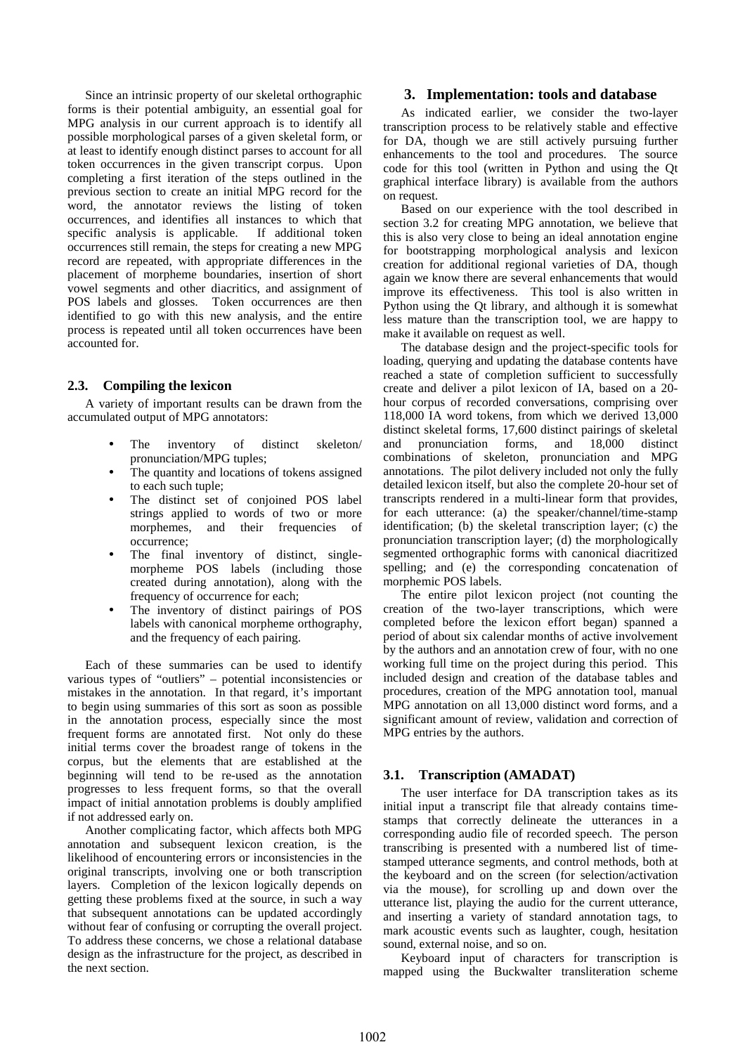Since an intrinsic property of our skeletal orthographic forms is their potential ambiguity, an essential goal for MPG analysis in our current approach is to identify all possible morphological parses of a given skeletal form, or at least to identify enough distinct parses to account for all token occurrences in the given transcript corpus. Upon completing a first iteration of the steps outlined in the previous section to create an initial MPG record for the word, the annotator reviews the listing of token occurrences, and identifies all instances to which that specific analysis is applicable. If additional token occurrences still remain, the steps for creating a new MPG record are repeated, with appropriate differences in the placement of morpheme boundaries, insertion of short vowel segments and other diacritics, and assignment of POS labels and glosses. Token occurrences are then identified to go with this new analysis, and the entire process is repeated until all token occurrences have been accounted for.

### 2.3. Compiling the lexicon

A variety of important results can be drawn from the accumulated output of MPG annotators:

- The inventory of distinct skeleton/ pronunciation/MPG tuples;
- The quantity and locations of tokens assigned to each such tuple;
- The distinct set of conjoined POS label strings applied to words of two or more morphemes, and their frequencies of occurrence;
- The final inventory of distinct, single-morpheme POS labels (including those created during annotation), along with the frequency of occurrence for each;
- The inventory of distinct pairings of POS labels with canonical morpheme orthography, and the frequency of each pairing.

Each of these summaries can be used to identify various types of "outliers" – potential inconsistencies or mistakes in the annotation. In that regard, it's important to begin using summaries of this sort as soon as possible in the annotation process, especially since the most frequent forms are annotated first. Not only do these initial terms cover the broadest range of tokens in the corpus, but the elements that are established at the beginning will tend to be re-used as the annotation progresses to less frequent forms, so that the overall impact of initial annotation problems is doubly amplified if not addressed early on.

Another complicating factor, which affects both MPG annotation and subsequent lexicon creation, is the likelihood of encountering errors or inconsistencies in the original transcripts, involving one or both transcription layers. Completion of the lexicon logically depends on getting these problems fixed at the source, in such a way that subsequent annotations can be updated accordingly without fear of confusing or corrupting the overall project. To address these concerns, we chose a relational database design as the infrastructure for the project, as described in the next section.

## 3. Implementation: tools and database

As indicated earlier, we consider the two-layer transcription process to be relatively stable and effective for DA, though we are still actively pursuing further enhancements to the tool and procedures. The source code for this tool (written in Python and using the Qt graphical interface library) is available from the authors on request.

Based on our experience with the tool described in section 3.2 for creating MPG annotation, we believe that this is also very close to being an ideal annotation engine for bootstrapping morphological analysis and lexicon creation for additional regional varieties of DA, though again we know there are several enhancements that would improve its effectiveness. This tool is also written in Python using the Qt library, and although it is somewhat less mature than the transcription tool, we are happy to make it available on request as well.

The database design and the project-specific tools for loading, querying and updating the database contents have reached a state of completion sufficient to successfully create and deliver a pilot lexicon of IA, based on a 20-hour corpus of recorded conversations, comprising over 118,000 IA word tokens, from which we derived 13,000 distinct skeletal forms, 17,600 distinct pairings of skeletal and pronunciation forms, and 18,000 distinct combinations of skeleton, pronunciation and MPG annotations. The pilot delivery included not only the fully detailed lexicon itself, but also the complete 20-hour set of transcripts rendered in a multi-linear form that provides, for each utterance: (a) the speaker/channel/time-stamp identification; (b) the skeletal transcription layer; (c) the pronunciation transcription layer; (d) the morphologically segmented orthographic forms with canonical diacritized spelling; and (e) the corresponding concatenation of morphemic POS labels.

The entire pilot lexicon project (not counting the creation of the two-layer transcriptions, which were completed before the lexicon effort began) spanned a period of about six calendar months of active involvement by the authors and an annotation crew of four, with no one working full time on the project during this period. This included design and creation of the database tables and procedures, creation of the MPG annotation tool, manual MPG annotation on all 13,000 distinct word forms, and a significant amount of review, validation and correction of MPG entries by the authors.

### 3.1. Transcription (AMADAT)

The user interface for DA transcription takes as its initial input a transcript file that already contains time-stamps that correctly delineate the utterances in a corresponding audio file of recorded speech. The person transcribing is presented with a numbered list of time-stamped utterance segments, and control methods, both at the keyboard and on the screen (for selection/activation via the mouse), for scrolling up and down over the utterance list, playing the audio for the current utterance, and inserting a variety of standard annotation tags, to mark acoustic events such as laughter, cough, hesitation sound, external noise, and so on.

Keyboard input of characters for transcription is mapped using the Buckwalter transliteration scheme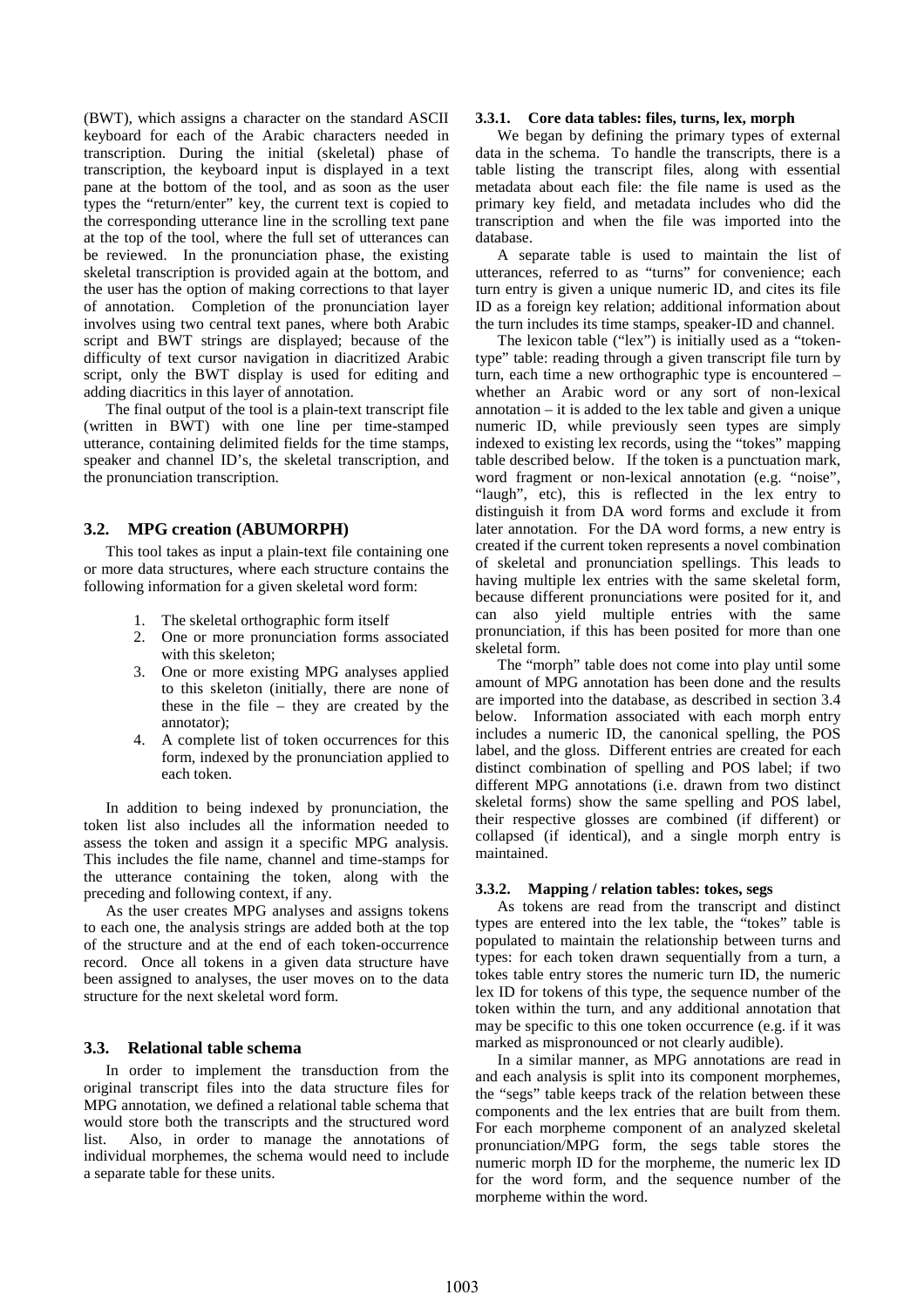(BWT), which assigns a character on the standard ASCII keyboard for each of the Arabic characters needed in transcription. During the initial (skeletal) phase of transcription, the keyboard input is displayed in a text pane at the bottom of the tool, and as soon as the user types the "return/enter" key, the current text is copied to the corresponding utterance line in the scrolling text pane at the top of the tool, where the full set of utterances can be reviewed. In the pronunciation phase, the existing skeletal transcription is provided again at the bottom, and the user has the option of making corrections to that layer of annotation. Completion of the pronunciation layer involves using two central text panes, where both Arabic script and BWT strings are displayed; because of the difficulty of text cursor navigation in diacritized Arabic script, only the BWT display is used for editing and adding diacritics in this layer of annotation.

The final output of the tool is a plain-text transcript file (written in BWT) with one line per time-stamped utterance, containing delimited fields for the time stamps, speaker and channel ID's, the skeletal transcription, and the pronunciation transcription.

## 3.2. MPG creation (ABUMORPH)

This tool takes as input a plain-text file containing one or more data structures, where each structure contains the following information for a given skeletal word form:

1. The skeletal orthographic form itself
2. One or more pronunciation forms associated with this skeleton;
3. One or more existing MPG analyses applied to this skeleton (initially, there are none of these in the file – they are created by the annotator);
4. A complete list of token occurrences for this form, indexed by the pronunciation applied to each token.

In addition to being indexed by pronunciation, the token list also includes all the information needed to assess the token and assign it a specific MPG analysis. This includes the file name, channel and time-stamps for the utterance containing the token, along with the preceding and following context, if any.

As the user creates MPG analyses and assigns tokens to each one, the analysis strings are added both at the top of the structure and at the end of each token-occurrence record. Once all tokens in a given data structure have been assigned to analyses, the user moves on to the data structure for the next skeletal word form.

## 3.3. Relational table schema

In order to implement the transduction from the original transcript files into the data structure files for MPG annotation, we defined a relational table schema that would store both the transcripts and the structured word list. Also, in order to manage the annotations of individual morphemes, the schema would need to include a separate table for these units.

### 3.3.1. Core data tables: files, turns, lex, morph

We began by defining the primary types of external data in the schema. To handle the transcripts, there is a table listing the transcript files, along with essential metadata about each file: the file name is used as the primary key field, and metadata includes who did the transcription and when the file was imported into the database.

A separate table is used to maintain the list of utterances, referred to as "turns" for convenience; each turn entry is given a unique numeric ID, and cites its file ID as a foreign key relation; additional information about the turn includes its time stamps, speaker-ID and channel.

The lexicon table ("lex") is initially used as a "token-type" table: reading through a given transcript file turn by turn, each time a new orthographic type is encountered – whether an Arabic word or any sort of non-lexical annotation – it is added to the lex table and given a unique numeric ID, while previously seen types are simply indexed to existing lex records, using the "tokes" mapping table described below. If the token is a punctuation mark, word fragment or non-lexical annotation (e.g. "noise", "laugh", etc), this is reflected in the lex entry to distinguish it from DA word forms and exclude it from later annotation. For the DA word forms, a new entry is created if the current token represents a novel combination of skeletal and pronunciation spellings. This leads to having multiple lex entries with the same skeletal form, because different pronunciations were posited for it, and can also yield multiple entries with the same pronunciation, if this has been posited for more than one skeletal form.

The "morph" table does not come into play until some amount of MPG annotation has been done and the results are imported into the database, as described in section 3.4 below. Information associated with each morph entry includes a numeric ID, the canonical spelling, the POS label, and the gloss. Different entries are created for each distinct combination of spelling and POS label; if two different MPG annotations (i.e. drawn from two distinct skeletal forms) show the same spelling and POS label, their respective glosses are combined (if different) or collapsed (if identical), and a single morph entry is maintained.

### 3.3.2. Mapping / relation tables: tokes, segs

As tokens are read from the transcript and distinct types are entered into the lex table, the "tokes" table is populated to maintain the relationship between turns and types: for each token drawn sequentially from a turn, a tokes table entry stores the numeric turn ID, the numeric lex ID for tokens of this type, the sequence number of the token within the turn, and any additional annotation that may be specific to this one token occurrence (e.g. if it was marked as mispronounced or not clearly audible).

In a similar manner, as MPG annotations are read in and each analysis is split into its component morphemes, the "segs" table keeps track of the relation between these components and the lex entries that are built from them. For each morpheme component of an analyzed skeletal pronunciation/MPG form, the segs table stores the numeric morph ID for the morpheme, the numeric lex ID for the word form, and the sequence number of the morpheme within the word.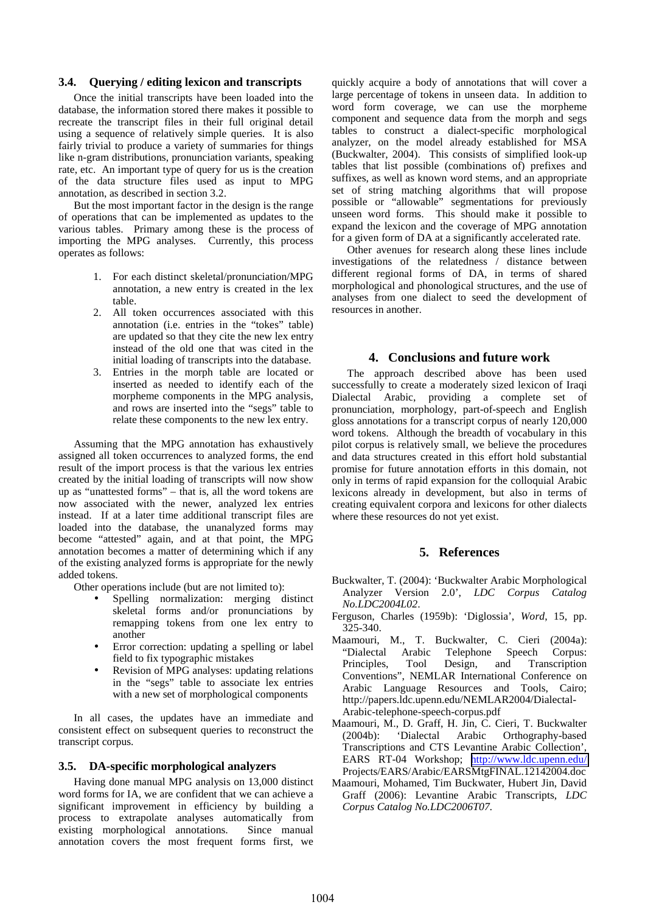### 3.4. Querying / editing lexicon and transcripts

Once the initial transcripts have been loaded into the database, the information stored there makes it possible to recreate the transcript files in their full original detail using a sequence of relatively simple queries. It is also fairly trivial to produce a variety of summaries for things like n-gram distributions, pronunciation variants, speaking rate, etc. An important type of query for us is the creation of the data structure files used as input to MPG annotation, as described in section 3.2.

But the most important factor in the design is the range of operations that can be implemented as updates to the various tables. Primary among these is the process of importing the MPG analyses. Currently, this process operates as follows:

1. For each distinct skeletal / pronunciation/MPG annotation, a new entry is created in the lex table.
2. All token occurrences associated with this annotation (i.e. entries in the "tokes" table) are updated so that they cite the new lex entry instead of the old one that was cited in the initial loading of transcripts into the database.
3. Entries in the morph table are located or inserted as needed to identify each of the morpheme components in the MPG analysis, and rows are inserted into the "segs" table to relate these components to the new lex entry.

Assuming that the MPG annotation has exhaustively assigned all token occurrences to analyzed forms, the end result of the import process is that the various lex entries created by the initial loading of transcripts will now show up as "unattested forms" – that is, all the word tokens are now associated with the newer, analyzed lex entries instead. If at a later time additional transcript files are loaded into the database, the unanalyzed forms may become "attested" again, and at that point, the MPG annotation becomes a matter of determining which if any of the existing analyzed forms is appropriate for the newly added tokens.

Other operations include (but are not limited to):

- Spelling normalization: merging distinct skeletal forms and/or pronunciations by remapping tokens from one lex entry to another
- Error correction: updating a spelling or label field to fix typographic mistakes
- Revision of MPG analyses: updating relations in the "segs" table to associate lex entries with a new set of morphological components

In all cases, the updates have an immediate and consistent effect on subsequent queries to reconstruct the transcript corpus.

### 3.5. DA-specific morphological analyzers

Having done manual MPG analysis on 13,000 distinct word forms for IA, we are confident that we can achieve a significant improvement in efficiency by building a process to extrapolate analyses automatically from existing morphological annotations. Since manual annotation covers the most frequent forms first, we quickly acquire a body of annotations that will cover a large percentage of tokens in unseen data. In addition to word form coverage, we can use the morpheme component and sequence data from the morph and segs tables to construct a dialect-specific morphological analyzer, on the model already established for MSA (Buckwalter, 2004). This consists of simplified look-up tables that list possible (combinations of) prefixes and suffixes, as well as known word stems, and an appropriate set of string matching algorithms that will propose possible or "allowable" segmentations for previously unseen word forms. This should make it possible to expand the lexicon and the coverage of MPG annotation for a given form of DA at a significantly accelerated rate.

Other avenues for research along these lines include investigations of the relatedness / distance between different regional forms of DA, in terms of shared morphological and phonological structures, and the use of analyses from one dialect to seed the development of resources in another.

## 4. Conclusions and future work

The approach described above has been used successfully to create a moderately sized lexicon of Iraqi Dialectal Arabic, providing a complete set of pronunciation, morphology, part-of-speech and English gloss annotations for a transcript corpus of nearly 120,000 word tokens. Although the breadth of vocabulary in this pilot corpus is relatively small, we believe the procedures and data structures created in this effort hold substantial promise for future annotation efforts in this domain, not only in terms of rapid expansion for the colloquial Arabic lexicons already in development, but also in terms of creating equivalent corpora and lexicons for other dialects where these resources do not yet exist.

## 5. References

Buckwalter, T. (2004): 'Buckwalter Arabic Morphological Analyzer Version 2.0', *LDC Corpus Catalog No.LDC2004L02*.

Ferguson, Charles (1959b): 'Diglossia', *Word*, 15, pp. 325-340.

Maamouri, M., T. Buckwalter, C. Cieri (2004a): "Dialectal Arabic Telephone Speech Corpus: Principles, Tool Design, and Transcription Conventions", NEMLAR International Conference on Arabic Language Resources and Tools, Cairo; http://papers.ldc.upenn.edu/NEMLAR2004/Dialectal-Arabic-telephone-speech-corpus.pdf

Maamouri, M., D. Graff, H. Jin, C. Cieri, T. Buckwalter (2004b): 'Dialectal Arabic Orthography-based Transcriptions and CTS Levantine Arabic Collection', EARS RT-04 Workshop; http://www.ldc.upenn.edu/Projects/EARS/Arabic/EARSMtgFINAL.12142004.doc

Maamouri, Mohamed, Tim Buckwater, Hubert Jin, David Graff (2006): Levantine Arabic Transcripts, *LDC Corpus Catalog No.LDC2006T07*.